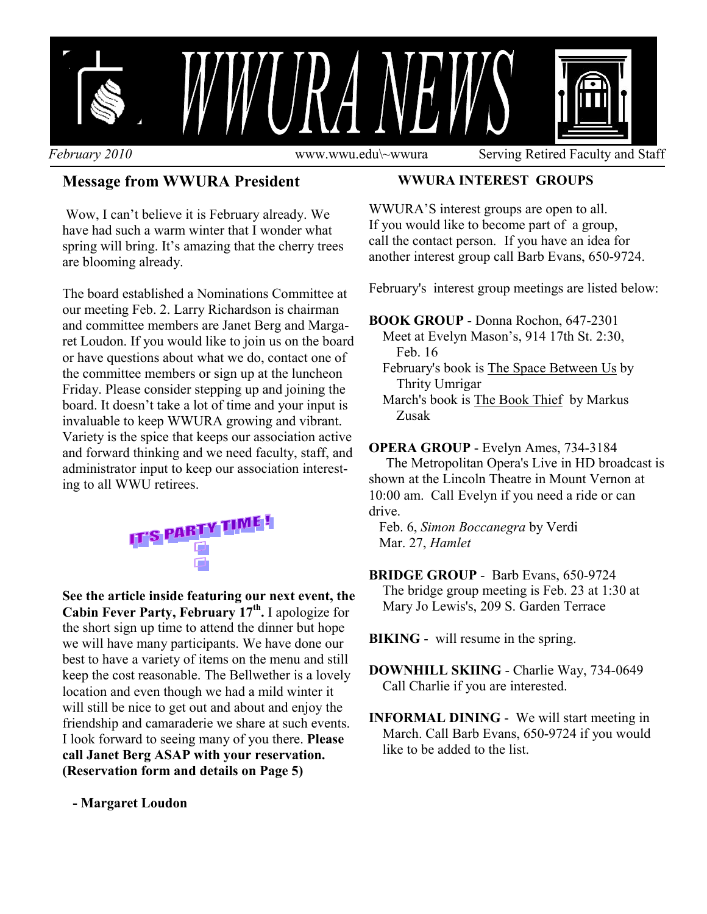# WWURA NEWS

*February 2010* www.wwu.edu\~wwura Serving Retired Faculty and Staff

## Message from WWURA President

Wow, I can't believe it is February already. We have had such a warm winter that I wonder what spring will bring. It's amazing that the cherry trees are blooming already.

The board established a Nominations Committee at our meeting Feb. 2. Larry Richardson is chairman and committee members are Janet Berg and Margaret Loudon. If you would like to join us on the board or have questions about what we do, contact one of the committee members or sign up at the luncheon Friday. Please consider stepping up and joining the board. It doesn't take a lot of time and your input is invaluable to keep WWURA growing and vibrant. Variety is the spice that keeps our association active and forward thinking and we need faculty, staff, and administrator input to keep our association interesting to all WWU retirees.

IT'S PARTY TIME!

**See the article inside featuring our next event, the Cabin Fever Party, February 17th.** I apologize for the short sign up time to attend the dinner but hope we will have many participants. We have done our best to have a variety of items on the menu and still keep the cost reasonable. The Bellwether is a lovely location and even though we had a mild winter it will still be nice to get out and about and enjoy the friendship and camaraderie we share at such events. I look forward to seeing many of you there. **Please call Janet Berg ASAP with your reservation. (Reservation form and details on Page 5)**

**- Margaret Loudon**

## WWURA INTEREST GROUPS

WWURA'S interest groups are open to all. If you would like to become part of a group, call the contact person. If you have an idea for another interest group call Barb Evans, 650-9724.

February's interest group meetings are listed below:

**BOOK GROUP** - Donna Rochon, 647-2301
Meet at Evelyn Mason's, 914 17th St. 2:30, Feb. 16
February's book is The Space Between Us by Thrity Umrigar
March's book is The Book Thief by Markus Zusak

**OPERA GROUP** - Evelyn Ames, 734-3184
The Metropolitan Opera's Live in HD broadcast is shown at the Lincoln Theatre in Mount Vernon at 10:00 am. Call Evelyn if you need a ride or can drive.
Feb. 6, *Simon Boccanegra* by Verdi
Mar. 27, *Hamlet*

**BRIDGE GROUP** - Barb Evans, 650-9724
The bridge group meeting is Feb. 23 at 1:30 at Mary Jo Lewis's, 209 S. Garden Terrace

**BIKING** - will resume in the spring.

**DOWNHILL SKIING** - Charlie Way, 734-0649
Call Charlie if you are interested.

**INFORMAL DINING** - We will start meeting in March. Call Barb Evans, 650-9724 if you would like to be added to the list.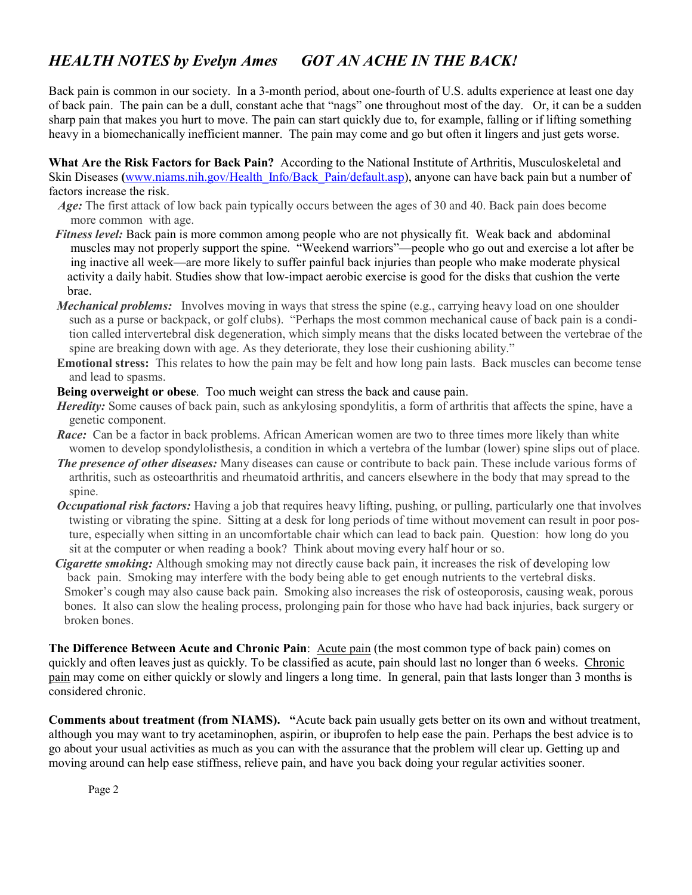## *HEALTH NOTES by Evelyn Ames GOT AN ACHE IN THE BACK!*

Back pain is common in our society. In a 3-month period, about one-fourth of U.S. adults experience at least one day of back pain. The pain can be a dull, constant ache that "nags" one throughout most of the day. Or, it can be a sudden sharp pain that makes you hurt to move. The pain can start quickly due to, for example, falling or if lifting something heavy in a biomechanically inefficient manner. The pain may come and go but often it lingers and just gets worse.

**What Are the Risk Factors for Back Pain?** According to the National Institute of Arthritis, Musculoskeletal and Skin Diseases (www.niams.nih.gov/Health_Info/Back_Pain/default.asp), anyone can have back pain but a number of factors increase the risk.

- ***Age:*** The first attack of low back pain typically occurs between the ages of 30 and 40. Back pain does become more common with age.
- ***Fitness level:*** Back pain is more common among people who are not physically fit. Weak back and abdominal muscles may not properly support the spine. "Weekend warriors"—people who go out and exercise a lot after being inactive all week—are more likely to suffer painful back injuries than people who make moderate physical activity a daily habit. Studies show that low-impact aerobic exercise is good for the disks that cushion the vertebrae.
- ***Mechanical problems:*** Involves moving in ways that stress the spine (e.g., carrying heavy load on one shoulder such as a purse or backpack, or golf clubs). "Perhaps the most common mechanical cause of back pain is a condition called intervertebral disk degeneration, which simply means that the disks located between the vertebrae of the spine are breaking down with age. As they deteriorate, they lose their cushioning ability."
- **Emotional stress:** This relates to how the pain may be felt and how long pain lasts. Back muscles can become tense and lead to spasms.
- **Being overweight or obese**. Too much weight can stress the back and cause pain.
- ***Heredity:*** Some causes of back pain, such as ankylosing spondylitis, a form of arthritis that affects the spine, have a genetic component.
- ***Race:*** Can be a factor in back problems. African American women are two to three times more likely than white women to develop spondylolisthesis, a condition in which a vertebra of the lumbar (lower) spine slips out of place.
- ***The presence of other diseases:*** Many diseases can cause or contribute to back pain. These include various forms of arthritis, such as osteoarthritis and rheumatoid arthritis, and cancers elsewhere in the body that may spread to the spine.
- ***Occupational risk factors:*** Having a job that requires heavy lifting, pushing, or pulling, particularly one that involves twisting or vibrating the spine. Sitting at a desk for long periods of time without movement can result in poor posture, especially when sitting in an uncomfortable chair which can lead to back pain. Question: how long do you sit at the computer or when reading a book? Think about moving every half hour or so.
- ***Cigarette smoking:*** Although smoking may not directly cause back pain, it increases the risk of developing low back pain. Smoking may interfere with the body being able to get enough nutrients to the vertebral disks. Smoker's cough may also cause back pain. Smoking also increases the risk of osteoporosis, causing weak, porous bones. It also can slow the healing process, prolonging pain for those who have had back injuries, back surgery or broken bones.

**The Difference Between Acute and Chronic Pain**: Acute pain (the most common type of back pain) comes on quickly and often leaves just as quickly. To be classified as acute, pain should last no longer than 6 weeks. Chronic pain may come on either quickly or slowly and lingers a long time. In general, pain that lasts longer than 3 months is considered chronic.

**Comments about treatment (from NIAMS). "**Acute back pain usually gets better on its own and without treatment, although you may want to try acetaminophen, aspirin, or ibuprofen to help ease the pain. Perhaps the best advice is to go about your usual activities as much as you can with the assurance that the problem will clear up. Getting up and moving around can help ease stiffness, relieve pain, and have you back doing your regular activities sooner.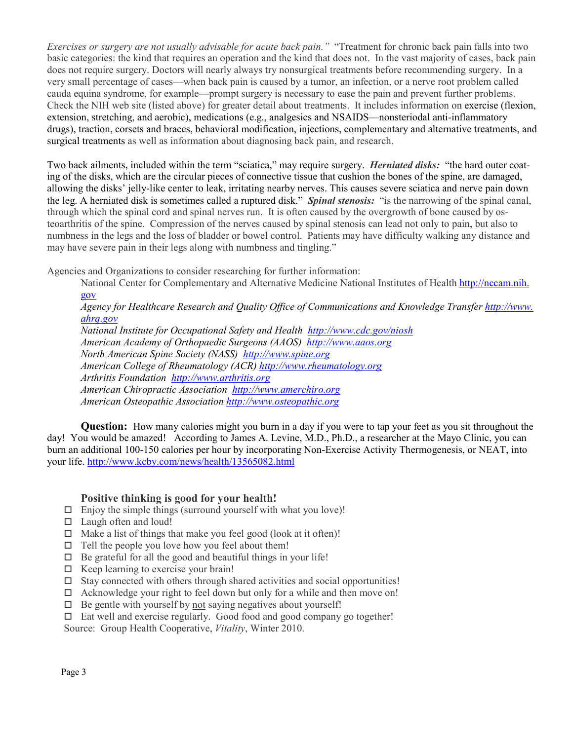*Exercises or surgery are not usually advisable for acute back pain."* "Treatment for chronic back pain falls into two basic categories: the kind that requires an operation and the kind that does not. In the vast majority of cases, back pain does not require surgery. Doctors will nearly always try nonsurgical treatments before recommending surgery. In a very small percentage of cases—when back pain is caused by a tumor, an infection, or a nerve root problem called cauda equina syndrome, for example—prompt surgery is necessary to ease the pain and prevent further problems. Check the NIH web site (listed above) for greater detail about treatments. It includes information on exercise (flexion, extension, stretching, and aerobic), medications (e.g., analgesics and NSAIDS—nonsteriodal anti-inflammatory drugs), traction, corsets and braces, behavioral modification, injections, complementary and alternative treatments, and surgical treatments as well as information about diagnosing back pain, and research.

Two back ailments, included within the term "sciatica," may require surgery. ***Herniated disks:*** "the hard outer coating of the disks, which are the circular pieces of connective tissue that cushion the bones of the spine, are damaged, allowing the disks' jelly-like center to leak, irritating nearby nerves. This causes severe sciatica and nerve pain down the leg. A herniated disk is sometimes called a ruptured disk." ***Spinal stenosis:*** "is the narrowing of the spinal canal, through which the spinal cord and spinal nerves run. It is often caused by the overgrowth of bone caused by osteoarthritis of the spine. Compression of the nerves caused by spinal stenosis can lead not only to pain, but also to numbness in the legs and the loss of bladder or bowel control. Patients may have difficulty walking any distance and may have severe pain in their legs along with numbness and tingling."

Agencies and Organizations to consider researching for further information:

National Center for Complementary and Alternative Medicine National Institutes of Health http://nccam.nih.gov
*Agency for Healthcare Research and Quality Office of Communications and Knowledge Transfer* http://www.ahrq.gov
*National Institute for Occupational Safety and Health* http://www.cdc.gov/niosh
*American Academy of Orthopaedic Surgeons (AAOS)* http://www.aaos.org
*North American Spine Society (NASS)* http://www.spine.org
*American College of Rheumatology (ACR)* http://www.rheumatology.org
*Arthritis Foundation* http://www.arthritis.org
*American Chiropractic Association* http://www.amerchiro.org
*American Osteopathic Association* http://www.osteopathic.org

**Question:** How many calories might you burn in a day if you were to tap your feet as you sit throughout the day! You would be amazed! According to James A. Levine, M.D., Ph.D., a researcher at the Mayo Clinic, you can burn an additional 100-150 calories per hour by incorporating Non-Exercise Activity Thermogenesis, or NEAT, into your life. http://www.kcby.com/news/health/13565082.html

### Positive thinking is good for your health!

- ☐ Enjoy the simple things (surround yourself with what you love)!
- ☐ Laugh often and loud!
- ☐ Make a list of things that make you feel good (look at it often)!
- ☐ Tell the people you love how you feel about them!
- ☐ Be grateful for all the good and beautiful things in your life!
- ☐ Keep learning to exercise your brain!
- ☐ Stay connected with others through shared activities and social opportunities!
- ☐ Acknowledge your right to feel down but only for a while and then move on!
- ☐ Be gentle with yourself by <u>not</u> saying negatives about yourself!
- ☐ Eat well and exercise regularly. Good food and good company go together!

Source: Group Health Cooperative, *Vitality*, Winter 2010.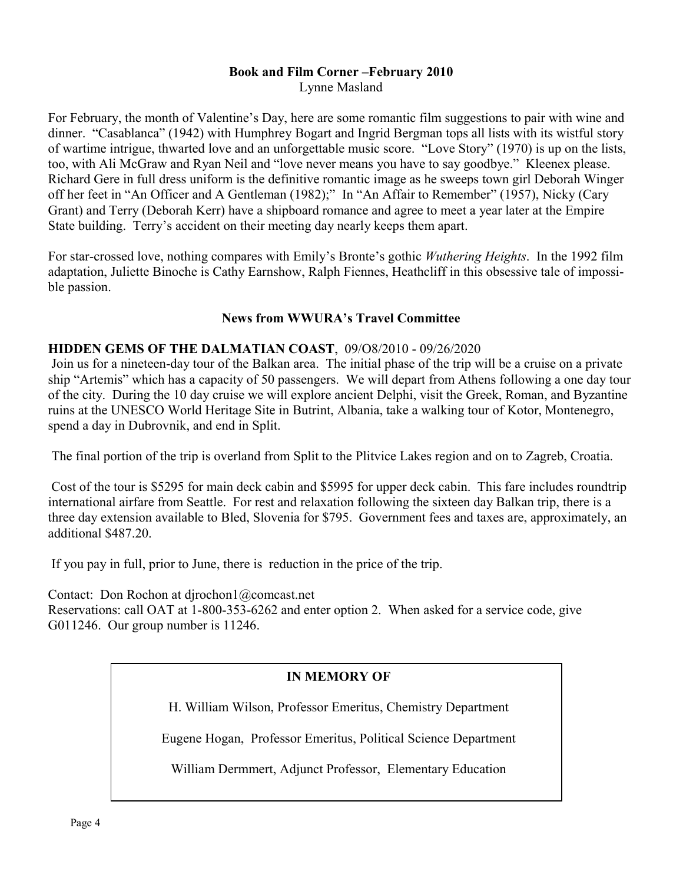## Book and Film Corner –February 2010

Lynne Masland

For February, the month of Valentine's Day, here are some romantic film suggestions to pair with wine and dinner. "Casablanca" (1942) with Humphrey Bogart and Ingrid Bergman tops all lists with its wistful story of wartime intrigue, thwarted love and an unforgettable music score. "Love Story" (1970) is up on the lists, too, with Ali McGraw and Ryan Neil and "love never means you have to say goodbye." Kleenex please. Richard Gere in full dress uniform is the definitive romantic image as he sweeps town girl Deborah Winger off her feet in "An Officer and A Gentleman (1982);" In "An Affair to Remember" (1957), Nicky (Cary Grant) and Terry (Deborah Kerr) have a shipboard romance and agree to meet a year later at the Empire State building. Terry's accident on their meeting day nearly keeps them apart.

For star-crossed love, nothing compares with Emily's Bronte's gothic *Wuthering Heights*. In the 1992 film adaptation, Juliette Binoche is Cathy Earnshow, Ralph Fiennes, Heathcliff in this obsessive tale of impossible passion.

## News from WWURA's Travel Committee

**HIDDEN GEMS OF THE DALMATIAN COAST**, 09/O8/2010 - 09/26/2020

Join us for a nineteen-day tour of the Balkan area. The initial phase of the trip will be a cruise on a private ship "Artemis" which has a capacity of 50 passengers. We will depart from Athens following a one day tour of the city. During the 10 day cruise we will explore ancient Delphi, visit the Greek, Roman, and Byzantine ruins at the UNESCO World Heritage Site in Butrint, Albania, take a walking tour of Kotor, Montenegro, spend a day in Dubrovnik, and end in Split.

The final portion of the trip is overland from Split to the Plitvice Lakes region and on to Zagreb, Croatia.

Cost of the tour is $5295 for main deck cabin and $5995 for upper deck cabin. This fare includes roundtrip international airfare from Seattle. For rest and relaxation following the sixteen day Balkan trip, there is a three day extension available to Bled, Slovenia for $795. Government fees and taxes are, approximately, an additional $487.20.

If you pay in full, prior to June, there is reduction in the price of the trip.

Contact: Don Rochon at djrochon1@comcast.net
Reservations: call OAT at 1-800-353-6262 and enter option 2. When asked for a service code, give G011246. Our group number is 11246.

**IN MEMORY OF**

H. William Wilson, Professor Emeritus, Chemistry Department

Eugene Hogan, Professor Emeritus, Political Science Department

William Dermmert, Adjunct Professor, Elementary Education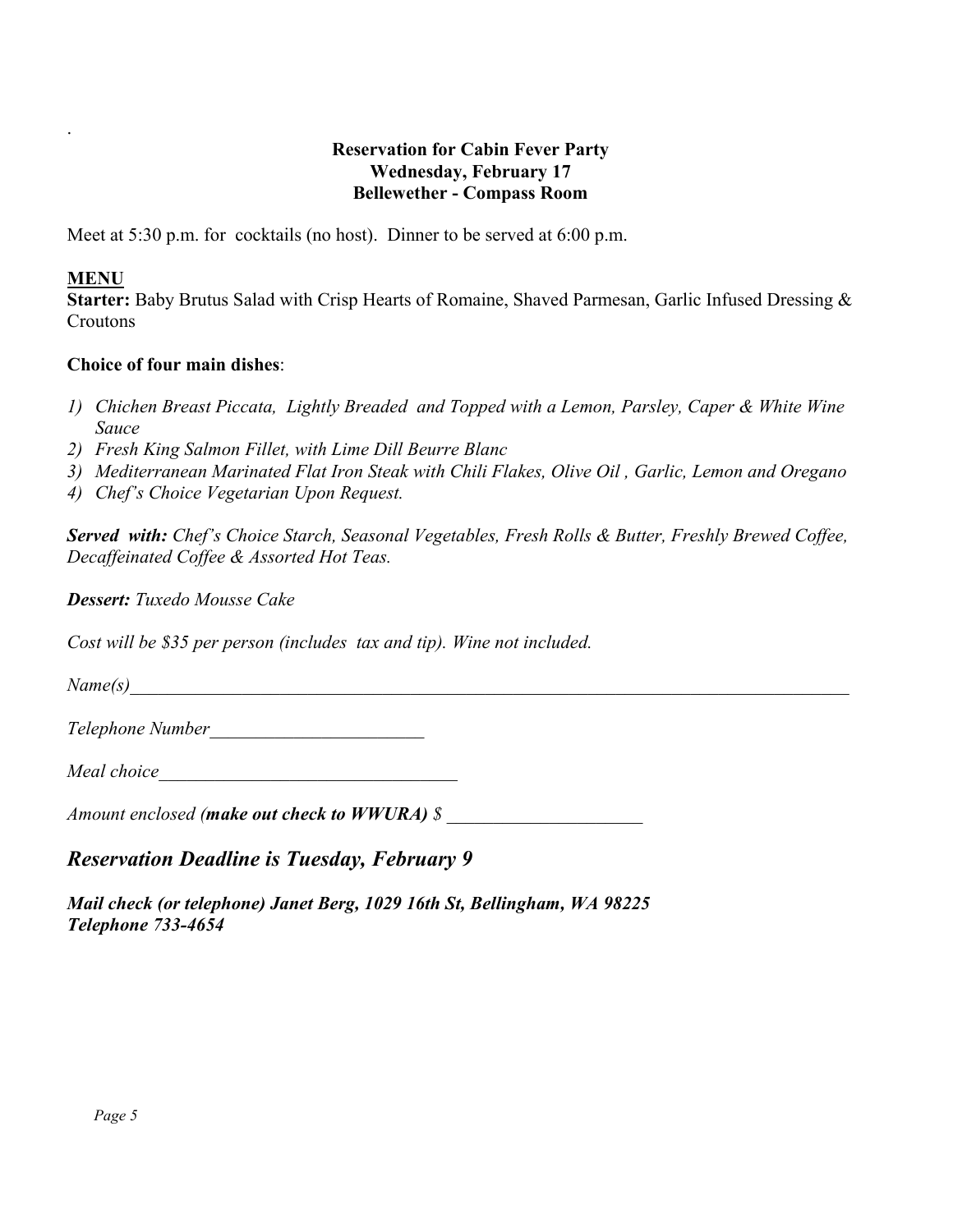.

**Reservation for Cabin Fever Party**
**Wednesday, February 17**
**Bellewether - Compass Room**

Meet at 5:30 p.m. for cocktails (no host). Dinner to be served at 6:00 p.m.

**MENU**

**Starter:** Baby Brutus Salad with Crisp Hearts of Romaine, Shaved Parmesan, Garlic Infused Dressing & Croutons

**Choice of four main dishes**:

1) *Chichen Breast Piccata, Lightly Breaded and Topped with a Lemon, Parsley, Caper & White Wine Sauce*
2) *Fresh King Salmon Fillet, with Lime Dill Beurre Blanc*
3) *Mediterranean Marinated Flat Iron Steak with Chili Flakes, Olive Oil , Garlic, Lemon and Oregano*
4) *Chef's Choice Vegetarian Upon Request.*

***Served with:*** *Chef's Choice Starch, Seasonal Vegetables, Fresh Rolls & Butter, Freshly Brewed Coffee, Decaffeinated Coffee & Assorted Hot Teas.*

***Dessert:*** *Tuxedo Mousse Cake*

*Cost will be $35 per person (includes tax and tip). Wine not included.*

*Name(s)*________________________________________________________________________________

*Telephone Number*________________________

*Meal choice*_________________________________

*Amount enclosed (**make out check to WWURA)** $* _____________________

## *Reservation Deadline is Tuesday, February 9*

***Mail check (or telephone) Janet Berg, 1029 16th St, Bellingham, WA 98225***
***Telephone 733-4654***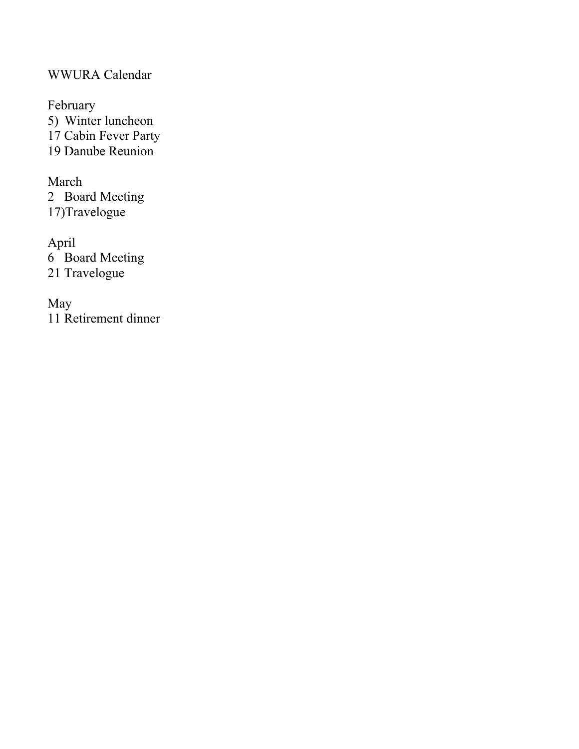WWURA Calendar

February
5)  Winter luncheon
17 Cabin Fever Party
19 Danube Reunion

March
2   Board Meeting
17)Travelogue

April
6   Board Meeting
21 Travelogue

May
11 Retirement dinner